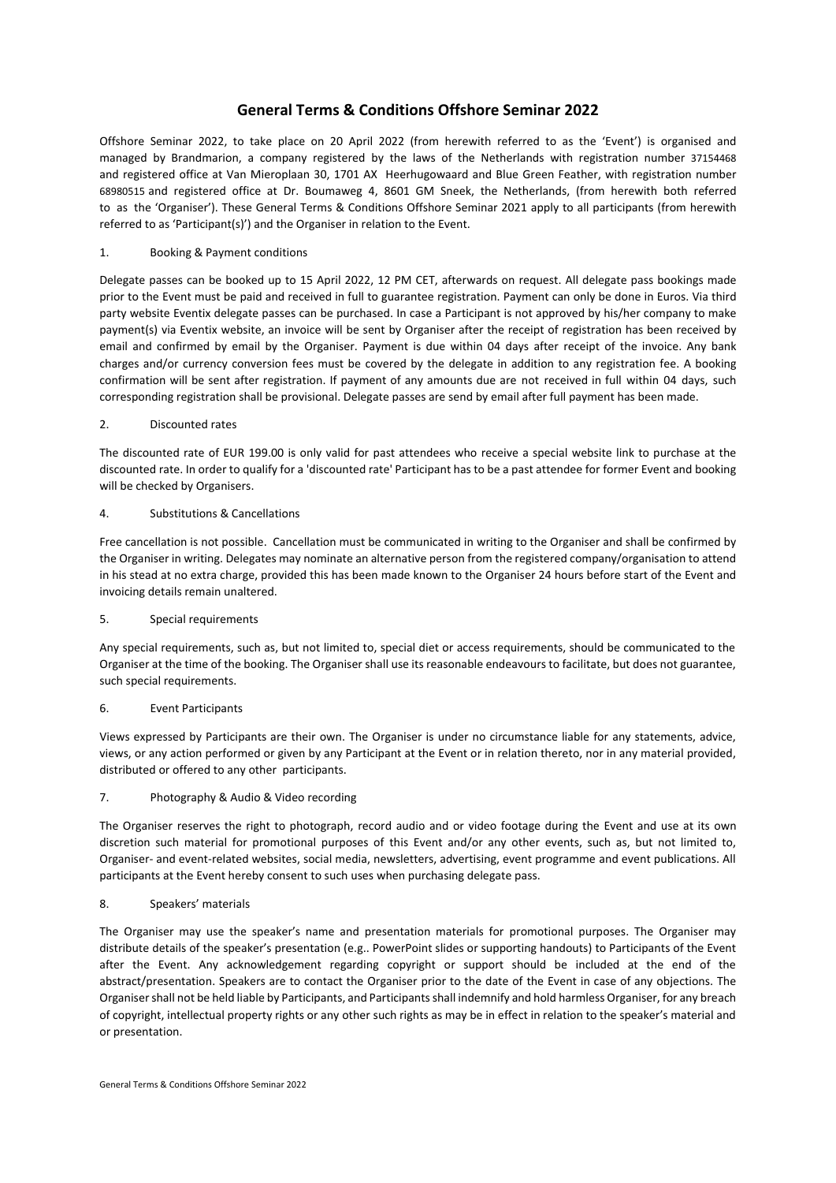# General Terms & Conditions Offshore Seminar 2022

Offshore Seminar 2022, to take place on 20 April 2022 (from herewith referred to as the 'Event') is organised and managed by Brandmarion, a company registered by the laws of the Netherlands with registration number 37154468 and registered office at Van Mieroplaan 30, 1701 AX Heerhugowaard and Blue Green Feather, with registration number 68980515 and registered office at Dr. Boumaweg 4, 8601 GM Sneek, the Netherlands, (from herewith both referred to as the 'Organiser'). These General Terms & Conditions Offshore Seminar 2021 apply to all participants (from herewith referred to as 'Participant(s)') and the Organiser in relation to the Event.

1. Booking & Payment conditions

Delegate passes can be booked up to 15 April 2022, 12 PM CET, afterwards on request. All delegate pass bookings made prior to the Event must be paid and received in full to guarantee registration. Payment can only be done in Euros. Via third party website Eventix delegate passes can be purchased. In case a Participant is not approved by his/her company to make payment(s) via Eventix website, an invoice will be sent by Organiser after the receipt of registration has been received by email and confirmed by email by the Organiser. Payment is due within 04 days after receipt of the invoice. Any bank charges and/or currency conversion fees must be covered by the delegate in addition to any registration fee. A booking confirmation will be sent after registration. If payment of any amounts due are not received in full within 04 days, such corresponding registration shall be provisional. Delegate passes are send by email after full payment has been made.

2. Discounted rates

The discounted rate of EUR 199.00 is only valid for past attendees who receive a special website link to purchase at the discounted rate. In order to qualify for a 'discounted rate' Participant has to be a past attendee for former Event and booking will be checked by Organisers.

4. Substitutions & Cancellations

Free cancellation is not possible. Cancellation must be communicated in writing to the Organiser and shall be confirmed by the Organiser in writing. Delegates may nominate an alternative person from the registered company/organisation to attend in his stead at no extra charge, provided this has been made known to the Organiser 24 hours before start of the Event and invoicing details remain unaltered.

5. Special requirements

Any special requirements, such as, but not limited to, special diet or access requirements, should be communicated to the Organiser at the time of the booking. The Organiser shall use its reasonable endeavours to facilitate, but does not guarantee, such special requirements.

6. Event Participants

Views expressed by Participants are their own. The Organiser is under no circumstance liable for any statements, advice, views, or any action performed or given by any Participant at the Event or in relation thereto, nor in any material provided, distributed or offered to any other participants.

7. Photography & Audio & Video recording

The Organiser reserves the right to photograph, record audio and or video footage during the Event and use at its own discretion such material for promotional purposes of this Event and/or any other events, such as, but not limited to, Organiser- and event-related websites, social media, newsletters, advertising, event programme and event publications. All participants at the Event hereby consent to such uses when purchasing delegate pass.

8. Speakers' materials

The Organiser may use the speaker's name and presentation materials for promotional purposes. The Organiser may distribute details of the speaker's presentation (e.g.. PowerPoint slides or supporting handouts) to Participants of the Event after the Event. Any acknowledgement regarding copyright or support should be included at the end of the abstract/presentation. Speakers are to contact the Organiser prior to the date of the Event in case of any objections. The Organiser shall not be held liable by Participants, and Participants shall indemnify and hold harmless Organiser, for any breach of copyright, intellectual property rights or any other such rights as may be in effect in relation to the speaker's material and or presentation.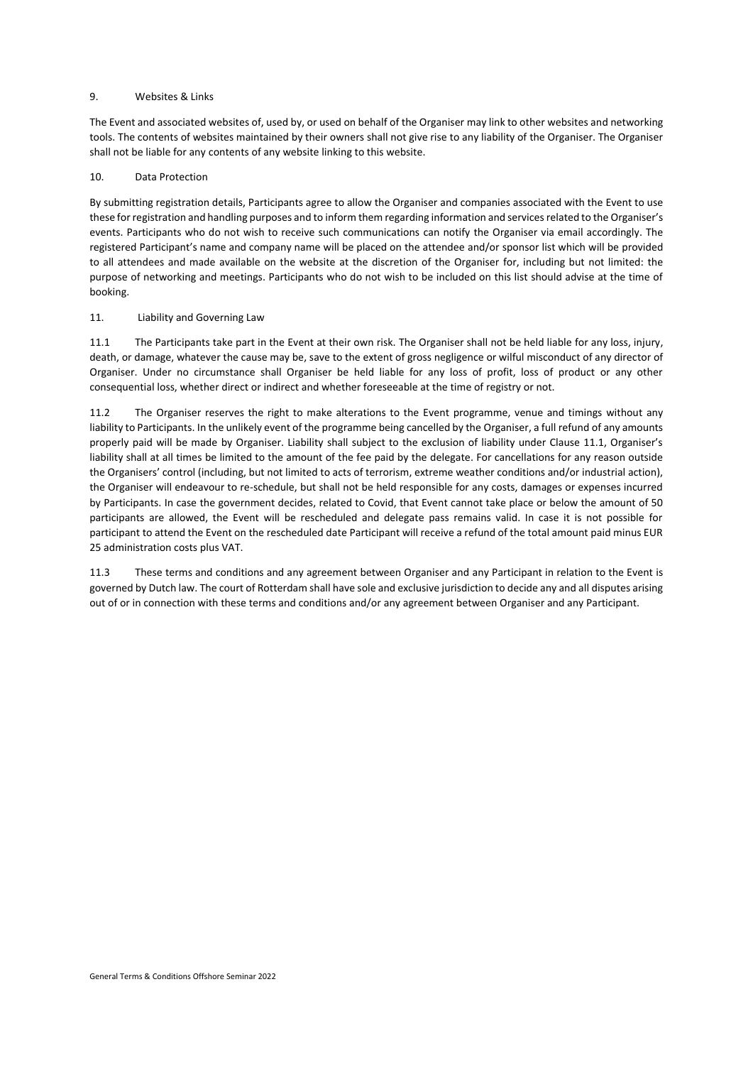## 9. Websites & Links

The Event and associated websites of, used by, or used on behalf of the Organiser may link to other websites and networking tools. The contents of websites maintained by their owners shall not give rise to any liability of the Organiser. The Organiser shall not be liable for any contents of any website linking to this website.

## 10. Data Protection

By submitting registration details, Participants agree to allow the Organiser and companies associated with the Event to use these for registration and handling purposes and to inform them regarding information and services related to the Organiser's events. Participants who do not wish to receive such communications can notify the Organiser via email accordingly. The registered Participant's name and company name will be placed on the attendee and/or sponsor list which will be provided to all attendees and made available on the website at the discretion of the Organiser for, including but not limited: the purpose of networking and meetings. Participants who do not wish to be included on this list should advise at the time of booking.

## 11. Liability and Governing Law

11.1 The Participants take part in the Event at their own risk. The Organiser shall not be held liable for any loss, injury, death, or damage, whatever the cause may be, save to the extent of gross negligence or wilful misconduct of any director of Organiser. Under no circumstance shall Organiser be held liable for any loss of profit, loss of product or any other consequential loss, whether direct or indirect and whether foreseeable at the time of registry or not.

11.2 The Organiser reserves the right to make alterations to the Event programme, venue and timings without any liability to Participants. In the unlikely event of the programme being cancelled by the Organiser, a full refund of any amounts properly paid will be made by Organiser. Liability shall subject to the exclusion of liability under Clause 11.1, Organiser's liability shall at all times be limited to the amount of the fee paid by the delegate. For cancellations for any reason outside the Organisers' control (including, but not limited to acts of terrorism, extreme weather conditions and/or industrial action), the Organiser will endeavour to re-schedule, but shall not be held responsible for any costs, damages or expenses incurred by Participants. In case the government decides, related to Covid, that Event cannot take place or below the amount of 50 participants are allowed, the Event will be rescheduled and delegate pass remains valid. In case it is not possible for participant to attend the Event on the rescheduled date Participant will receive a refund of the total amount paid minus EUR 25 administration costs plus VAT.

11.3 These terms and conditions and any agreement between Organiser and any Participant in relation to the Event is governed by Dutch law. The court of Rotterdam shall have sole and exclusive jurisdiction to decide any and all disputes arising out of or in connection with these terms and conditions and/or any agreement between Organiser and any Participant.